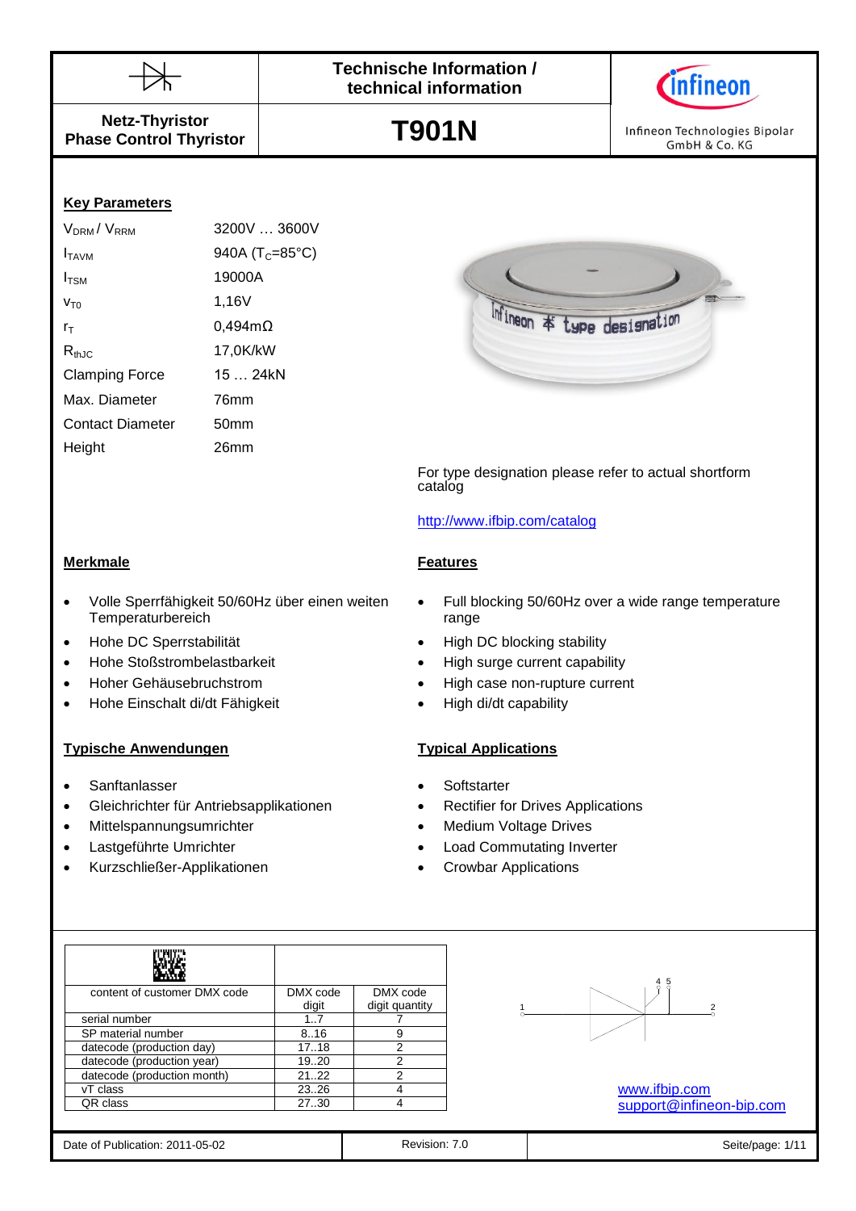# Technische Information / technical information

**Netz-Thyristor**
**Phase Control Thyristor**

# T901N

Infineon Technologies Bipolar GmbH & Co. KG

## Key Parameters

| | |
|---|---|
| $V_{DRM}$ / $V_{RRM}$ | 3200V … 3600V |
| $I_{TAVM}$ | 940A ($T_C$=85°C) |
| $I_{TSM}$ | 19000A |
| $V_{T0}$ | 1,16V |
| $r_T$ | 0,494mΩ |
| $R_{thJC}$ | 17,0K/kW |
| Clamping Force | 15 … 24kN |
| Max. Diameter | 76mm |
| Contact Diameter | 50mm |
| Height | 26mm |

For type designation please refer to actual shortform catalog

http://www.ifbip.com/catalog

## Merkmale

- Volle Sperrfähigkeit 50/60Hz über einen weiten Temperaturbereich
- Hohe DC Sperrstabilität
- Hohe Stoßstrombelastbarkeit
- Hoher Gehäusebruchstrom
- Hohe Einschalt di/dt Fähigkeit

## Features

- Full blocking 50/60Hz over a wide range temperature range
- High DC blocking stability
- High surge current capability
- High case non-rupture current
- High di/dt capability

## Typische Anwendungen

- Sanftanlasser
- Gleichrichter für Antriebsapplikationen
- Mittelspannungsumrichter
- Lastgeführte Umrichter
- Kurzschließer-Applikationen

## Typical Applications

- Softstarter
- Rectifier for Drives Applications
- Medium Voltage Drives
- Load Commutating Inverter
- Crowbar Applications

| content of customer DMX code | DMX code digit | DMX code digit quantity |
|---|---|---|
| serial number | 1..7 | 7 |
| SP material number | 8..16 | 9 |
| datecode (production day) | 17..18 | 2 |
| datecode (production year) | 19..20 | 2 |
| datecode (production month) | 21..22 | 2 |
| vT class | 23..26 | 4 |
| QR class | 27..30 | 4 |

www.ifbip.com
support@infineon-bip.com

Date of Publication: 2011-05-02 | Revision: 7.0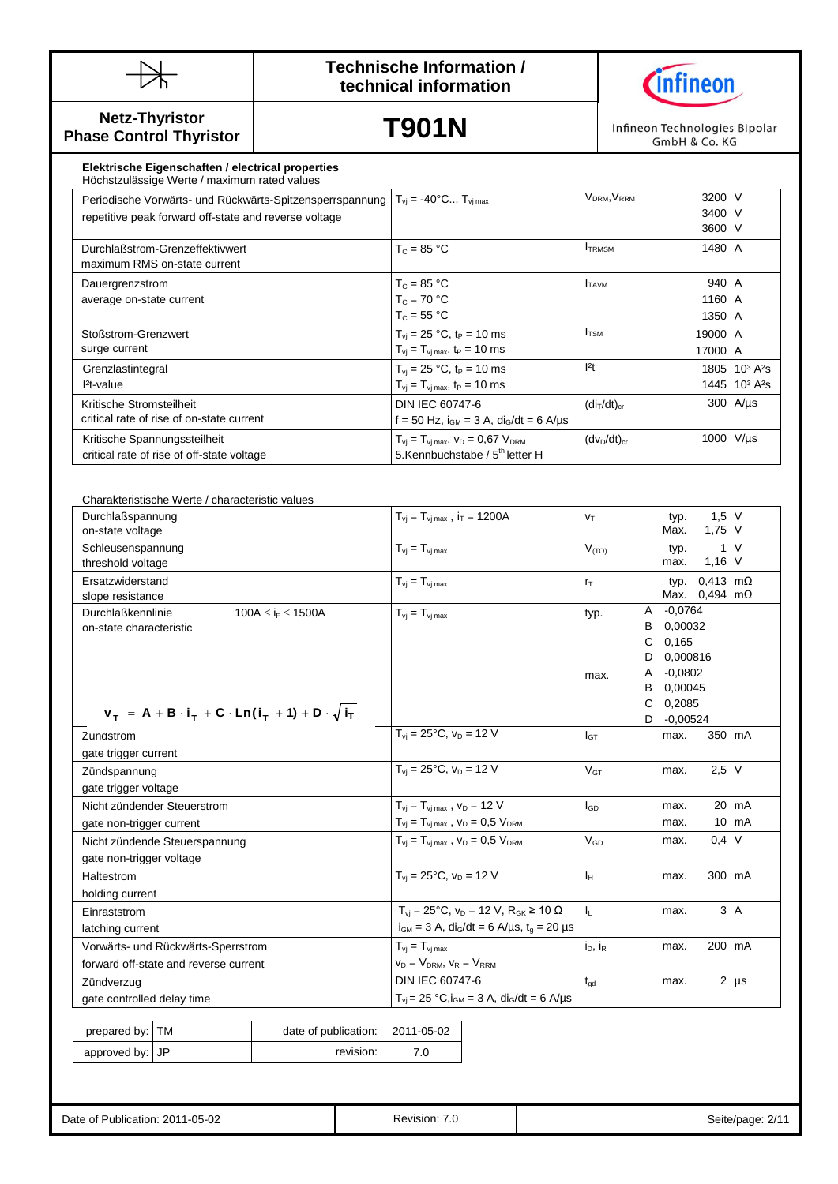# Technische Information / technical information

**Netz-Thyristor**
**Phase Control Thyristor**

# T901N

Infineon Technologies Bipolar GmbH & Co. KG

**Elektrische Eigenschaften / electrical properties**
Höchstzulässige Werte / maximum rated values

| Parameter | Conditions | Symbol | Value | Unit |
|---|---|---|---|---|
| Periodische Vorwärts- und Rückwärts-Spitzensperrspannung<br>repetitive peak forward off-state and reverse voltage | $T_{vj}$ = -40°C... $T_{vj\,max}$ | $V_{DRM}$, $V_{RRM}$ | 3200<br>3400<br>3600 | V<br>V<br>V |
| Durchlaßstrom-Grenzeffektivwert<br>maximum RMS on-state current | $T_C$ = 85 °C | $I_{TRMSM}$ | 1480 | A |
| Dauergrenzstrom<br>average on-state current | $T_C$ = 85 °C<br>$T_C$ = 70 °C<br>$T_C$ = 55 °C | $I_{TAVM}$ | 940<br>1160<br>1350 | A<br>A<br>A |
| Stoßstrom-Grenzwert<br>surge current | $T_{vj}$ = 25 °C, $t_P$ = 10 ms<br>$T_{vj} = T_{vj\,max}$, $t_P$ = 10 ms | $I_{TSM}$ | 19000<br>17000 | A<br>A |
| Grenzlastintegral<br>$I^2t$-value | $T_{vj}$ = 25 °C, $t_P$ = 10 ms<br>$T_{vj} = T_{vj\,max}$, $t_P$ = 10 ms | $I^2t$ | 1805<br>1445 | $10^3\,A^2s$<br>$10^3\,A^2s$ |
| Kritische Stromsteilheit<br>critical rate of rise of on-state current | DIN IEC 60747-6<br>f = 50 Hz, $i_{GM}$ = 3 A, $di_G/dt$ = 6 A/µs | $(di_T/dt)_{cr}$ | 300 | A/µs |
| Kritische Spannungssteilheit<br>critical rate of rise of off-state voltage | $T_{vj} = T_{vj\,max}$, $v_D$ = 0,67 $V_{DRM}$<br>5.Kennbuchstabe / 5[th] letter H | $(dv_D/dt)_{cr}$ | 1000 | V/µs |

Charakteristische Werte / characteristic values

| Parameter | Conditions | Symbol | Value | Unit |
|---|---|---|---|---|
| Durchlaßspannung<br>on-state voltage | $T_{vj} = T_{vj\,max}$, $i_T$ = 1200A | $v_T$ | typ. 1,5<br>Max. 1,75 | V<br>V |
| Schleusenspannung<br>threshold voltage | $T_{vj} = T_{vj\,max}$ | $V_{(TO)}$ | typ. 1<br>max. 1,16 | V<br>V |
| Ersatzwiderstand<br>slope resistance | $T_{vj} = T_{vj\,max}$ | $r_T$ | typ. 0,413<br>Max. 0,494 | mΩ<br>mΩ |
| Durchlaßkennlinie $100A \le i_F \le 1500A$<br>on-state characteristic<br>$v_T = A + B \cdot i_T + C \cdot Ln(i_T + 1) + D \cdot \sqrt{i_T}$ | $T_{vj} = T_{vj\,max}$ | typ. | A -0,0764<br>B 0,00032<br>C 0,165<br>D 0,000816 | |
| | | max. | A -0,0802<br>B 0,00045<br>C 0,2085<br>D -0,00524 | |
| Zündstrom<br>gate trigger current | $T_{vj}$ = 25°C, $v_D$ = 12 V | $I_{GT}$ | max. 350 | mA |
| Zündspannung<br>gate trigger voltage | $T_{vj}$ = 25°C, $v_D$ = 12 V | $V_{GT}$ | max. 2,5 | V |
| Nicht zündender Steuerstrom<br>gate non-trigger current | $T_{vj} = T_{vj\,max}$, $v_D$ = 12 V<br>$T_{vj} = T_{vj\,max}$, $v_D$ = 0,5 $V_{DRM}$ | $I_{GD}$ | max. 20<br>max. 10 | mA<br>mA |
| Nicht zündende Steuerspannung<br>gate non-trigger voltage | $T_{vj} = T_{vj\,max}$, $v_D$ = 0,5 $V_{DRM}$ | $V_{GD}$ | max. 0,4 | V |
| Haltestrom<br>holding current | $T_{vj}$ = 25°C, $v_D$ = 12 V | $I_H$ | max. 300 | mA |
| Einraststrom<br>latching current | $T_{vj}$ = 25°C, $v_D$ = 12 V, $R_{GK} \ge 10\,\Omega$<br>$i_{GM}$ = 3 A, $di_G/dt$ = 6 A/µs, $t_g$ = 20 µs | $I_L$ | max. 3 | A |
| Vorwärts- und Rückwärts-Sperrstrom<br>forward off-state and reverse current | $T_{vj} = T_{vj\,max}$<br>$v_D = V_{DRM}$, $v_R = V_{RRM}$ | $i_D$, $i_R$ | max. 200 | mA |
| Zündverzug<br>gate controlled delay time | DIN IEC 60747-6<br>$T_{vj}$ = 25 °C, $i_{GM}$ = 3 A, $di_G/dt$ = 6 A/µs | $t_{gd}$ | max. 2 | µs |

| prepared by: | TM | date of publication: | 2011-05-02 |
|---|---|---|---|
| approved by: | JP | revision: | 7.0 |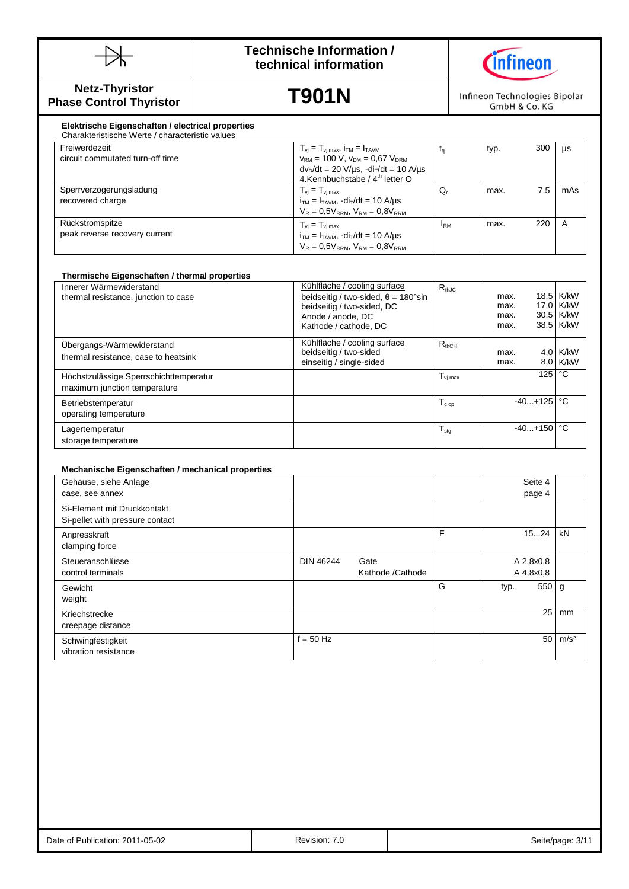**Netz-Thyristor / Phase Control Thyristor**

# T901N

**Technische Information / technical information**

Infineon Technologies Bipolar GmbH & Co. KG

### Elektrische Eigenschaften / electrical properties

Charakteristische Werte / characteristic values

| | | | | | |
|---|---|---|---|---|---|
| Freiwerdezeit<br>circuit commutated turn-off time | $T_{vj} = T_{vj\,max}$, $i_{TM} = I_{TAVM}$<br>$v_{RM}$ = 100 V, $v_{DM}$ = 0,67 $V_{DRM}$<br>$dv_D/dt$ = 20 V/µs, $-di_T/dt$ = 10 A/µs<br>4.Kennbuchstabe / 4[th] letter O | $t_q$ | typ. | 300 | µs |
| Sperrverzögerungsladung<br>recovered charge | $T_{vj} = T_{vj\,max}$<br>$i_{TM} = I_{TAVM}$, $-di_T/dt$ = 10 A/µs<br>$V_R = 0{,}5V_{RRM}$, $V_{RM} = 0{,}8V_{RRM}$ | $Q_r$ | max. | 7,5 | mAs |
| Rückstromspitze<br>peak reverse recovery current | $T_{vj} = T_{vj\,max}$<br>$i_{TM} = I_{TAVM}$, $-di_T/dt$ = 10 A/µs<br>$V_R = 0{,}5V_{RRM}$, $V_{RM} = 0{,}8V_{RRM}$ | $I_{RM}$ | max. | 220 | A |

### Thermische Eigenschaften / thermal properties

| | | | | | |
|---|---|---|---|---|---|
| Innerer Wärmewiderstand<br>thermal resistance, junction to case | Kühlfläche / cooling surface<br>beidseitig / two-sided, θ = 180°sin<br>beidseitig / two-sided, DC<br>Anode / anode, DC<br>Kathode / cathode, DC | $R_{thJC}$ | max.<br>max.<br>max.<br>max. | 18,5<br>17,0<br>30,5<br>38,5 | K/kW<br>K/kW<br>K/kW<br>K/kW |
| Übergangs-Wärmewiderstand<br>thermal resistance, case to heatsink | Kühlfläche / cooling surface<br>beidseitig / two-sided<br>einseitig / single-sided | $R_{thCH}$ | max.<br>max. | 4,0<br>8,0 | K/kW<br>K/kW |
| Höchstzulässige Sperrschichttemperatur<br>maximum junction temperature | | $T_{vj\,max}$ | | 125 | °C |
| Betriebstemperatur<br>operating temperature | | $T_{c\,op}$ | | -40...+125 | °C |
| Lagertemperatur<br>storage temperature | | $T_{stg}$ | | -40...+150 | °C |

### Mechanische Eigenschaften / mechanical properties

| | | | | | |
|---|---|---|---|---|---|
| Gehäuse, siehe Anlage<br>case, see annex | | | | Seite 4<br>page 4 | |
| Si-Element mit Druckkontakt<br>Si-pellet with pressure contact | | | | | |
| Anpresskraft<br>clamping force | | F | | 15...24 | kN |
| Steueranschlüsse<br>control terminals | DIN 46244 Gate<br>Kathode /Cathode | | | A 2,8x0,8<br>A 4,8x0,8 | |
| Gewicht<br>weight | | G | typ. | 550 | g |
| Kriechstrecke<br>creepage distance | | | | 25 | mm |
| Schwingfestigkeit<br>vibration resistance | f = 50 Hz | | | 50 | m/s² |

Date of Publication: 2011-05-02 | Revision: 7.0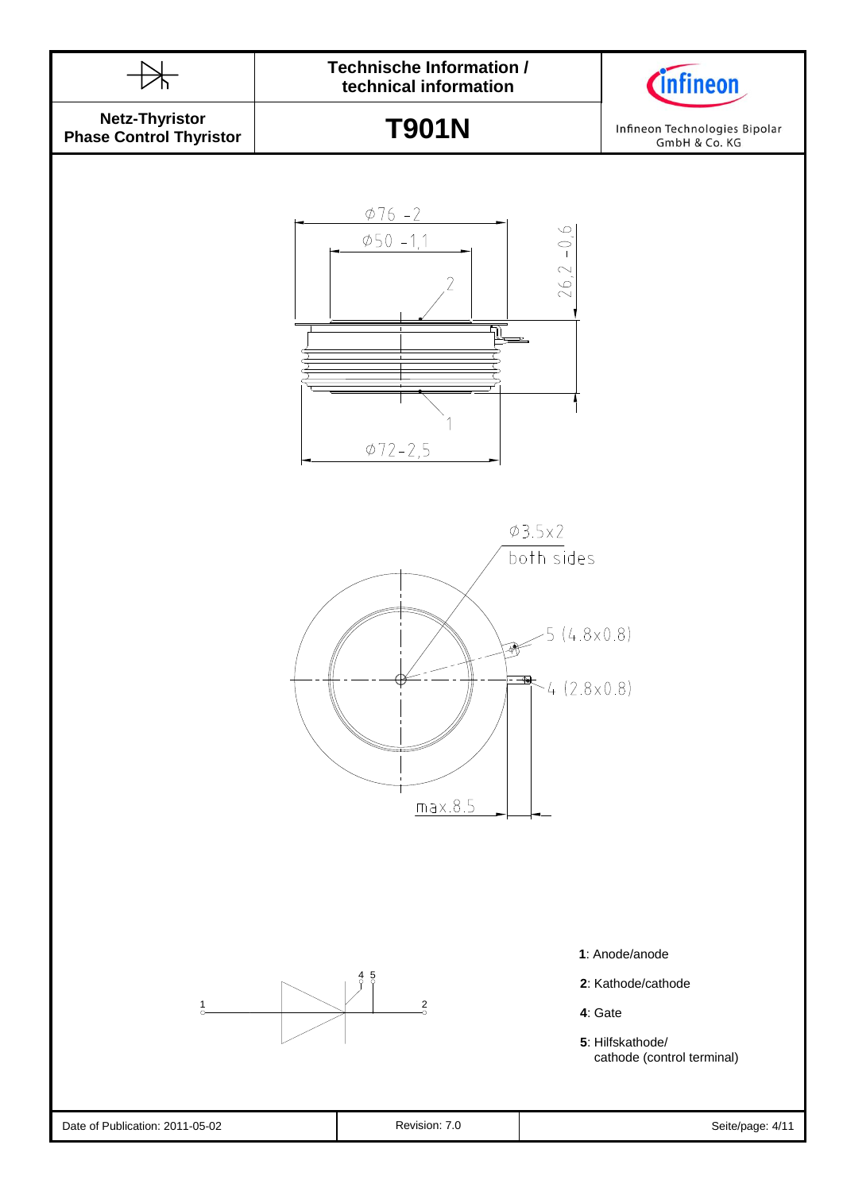**Technische Information / technical information**

**Netz-Thyristor**
**Phase Control Thyristor**

# T901N

Infineon Technologies Bipolar GmbH & Co. KG

Ø76 -2

Ø50 -1,1

26,2 -0,6

2

1

Ø72-2,5

Ø3.5x2
both sides

5 (4.8x0.8)

4 (2.8x0.8)

max.8.5

1 4 5 2

**1**: Anode/anode

**2**: Kathode/cathode

**4**: Gate

**5**: Hilfskathode/
cathode (control terminal)

Date of Publication: 2011-05-02 | Revision: 7.0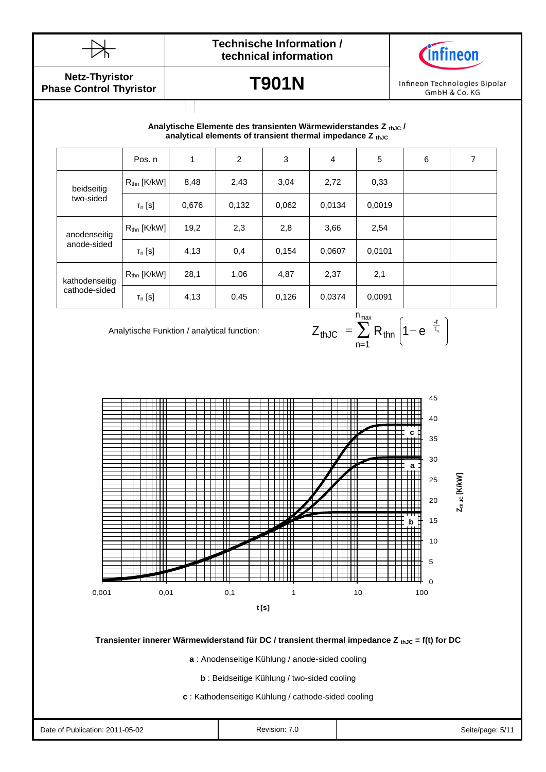**Analytische Elemente des transienten Wärmewiderstandes $Z_{thJC}$ / analytical elements of transient thermal impedance $Z_{thJC}$**

| | Pos. n | 1 | 2 | 3 | 4 | 5 | 6 | 7 |
|---|---|---|---|---|---|---|---|---|
| beidseitig two-sided | $R_{thn}$ [K/kW] | 8,48 | 2,43 | 3,04 | 2,72 | 0,33 | | |
| | $\tau_n$ [s] | 0,676 | 0,132 | 0,062 | 0,0134 | 0,0019 | | |
| anodenseitig anode-sided | $R_{thn}$ [K/kW] | 19,2 | 2,3 | 2,8 | 3,66 | 2,54 | | |
| | $\tau_n$ [s] | 4,13 | 0,4 | 0,154 | 0,0607 | 0,0101 | | |
| kathodenseitig cathode-sided | $R_{thn}$ [K/kW] | 28,1 | 1,06 | 4,87 | 2,37 | 2,1 | | |
| | $\tau_n$ [s] | 4,13 | 0,45 | 0,126 | 0,0374 | 0,0091 | | |

Analytische Funktion / analytical function:

$$Z_{thJC} = \sum_{n=1}^{n_{max}} R_{thn} \left(1 - e^{\frac{-t}{\tau_n}}\right)$$

**Transienter innerer Wärmewiderstand für DC / transient thermal impedance $Z_{thJC}$ = f(t) for DC**

**a** : Anodenseitige Kühlung / anode-sided cooling

**b** : Beidseitige Kühlung / two-sided cooling

**c** : Kathodenseitige Kühlung / cathode-sided cooling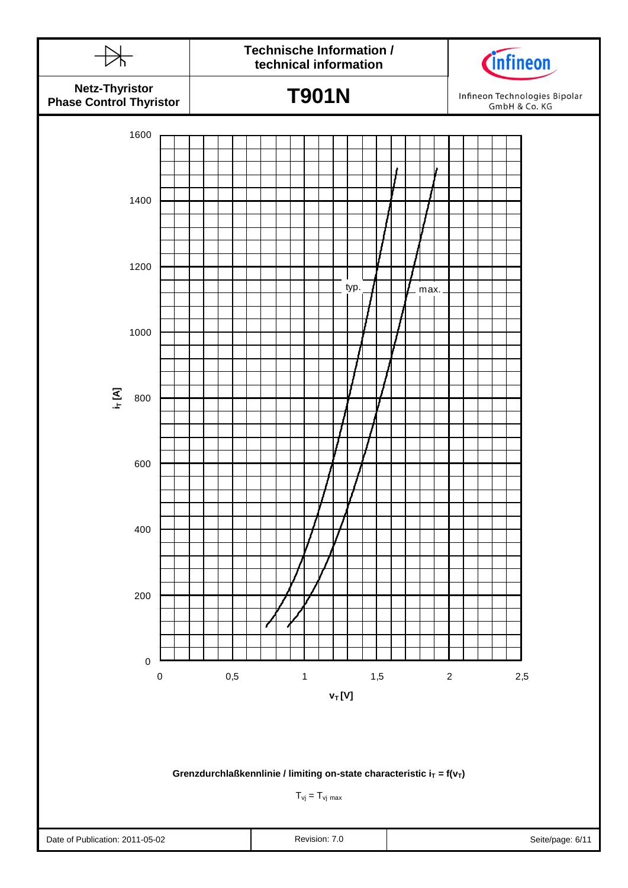Grenzdurchlaßkennlinie / limiting on-state characteristic $i_T = f(v_T)$

$T_{vj} = T_{vj\,max}$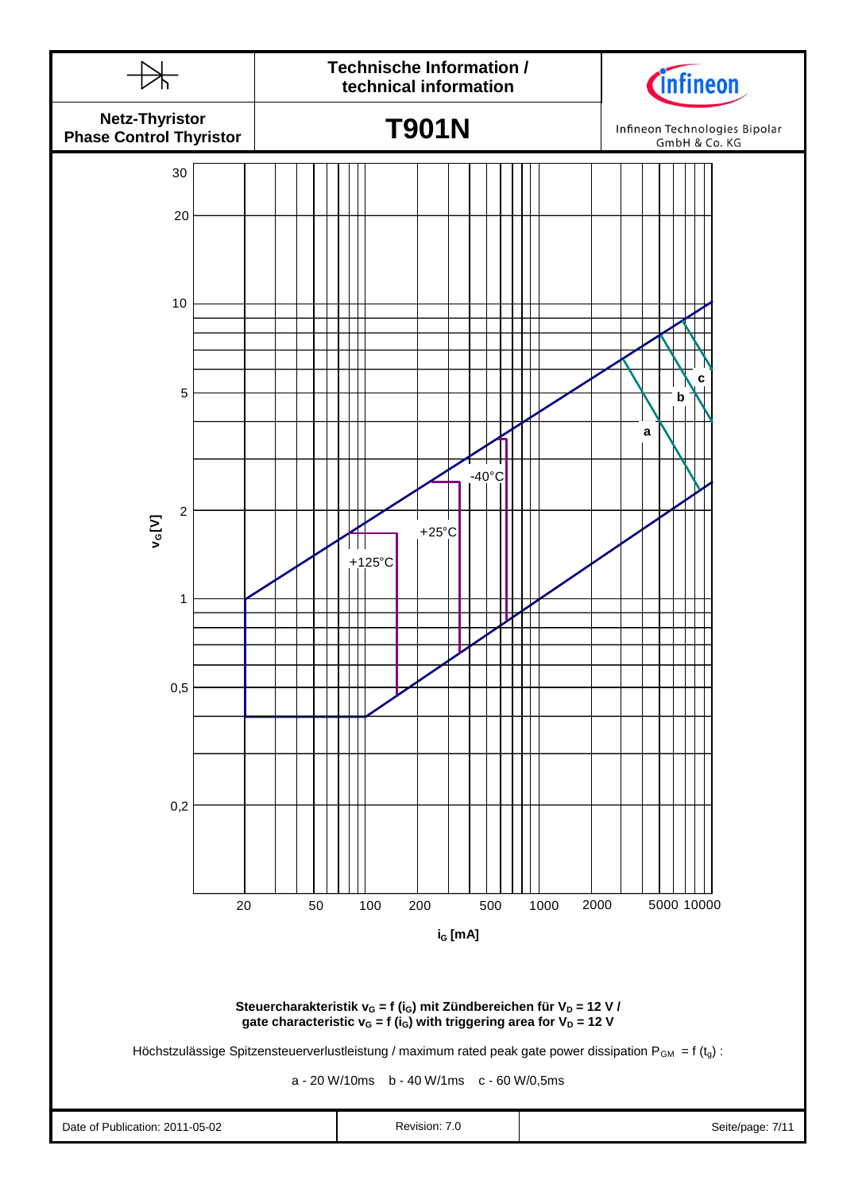Steuercharakteristik $v_G = f(i_G)$ mit Zündbereichen für $V_D$ = 12 V /
gate characteristic $v_G = f(i_G)$ with triggering area for $V_D$ = 12 V

Höchstzulässige Spitzensteuerverlustleistung / maximum rated peak gate power dissipation $P_{GM} = f(t_g)$ :

a - 20 W/10ms b - 40 W/1ms c - 60 W/0,5ms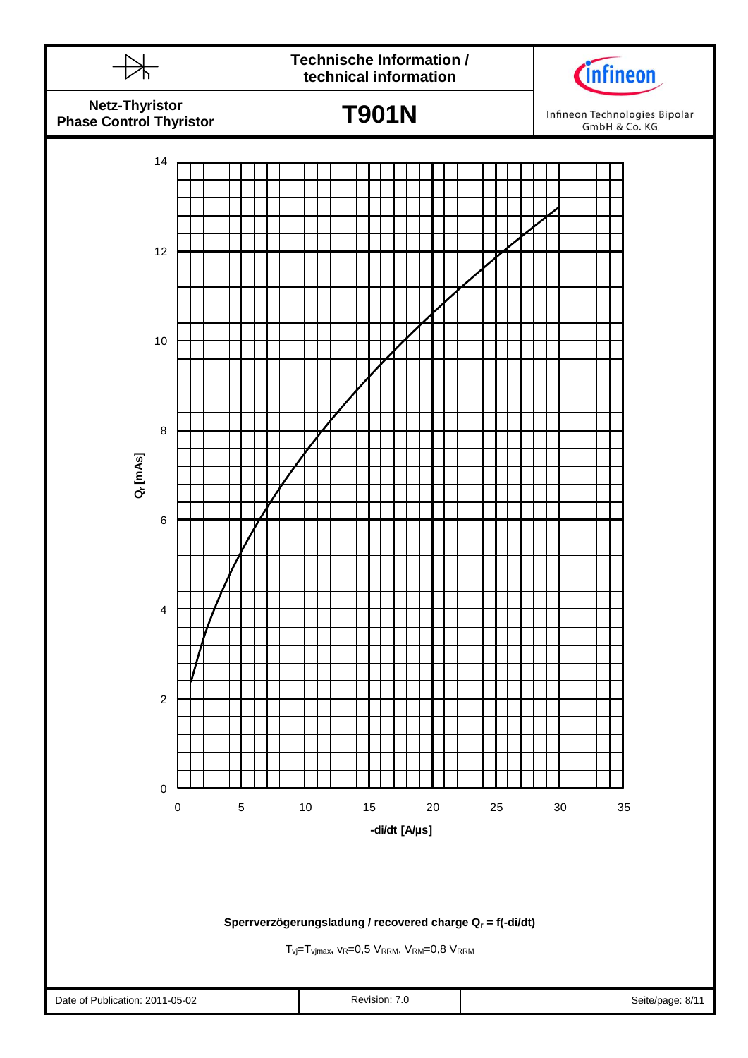**Sperrverzögerungsladung / recovered charge $Q_r = f(-di/dt)$**

$T_{vj}=T_{vjmax}$, $v_R=0{,}5\ V_{RRM}$, $V_{RM}=0{,}8\ V_{RRM}$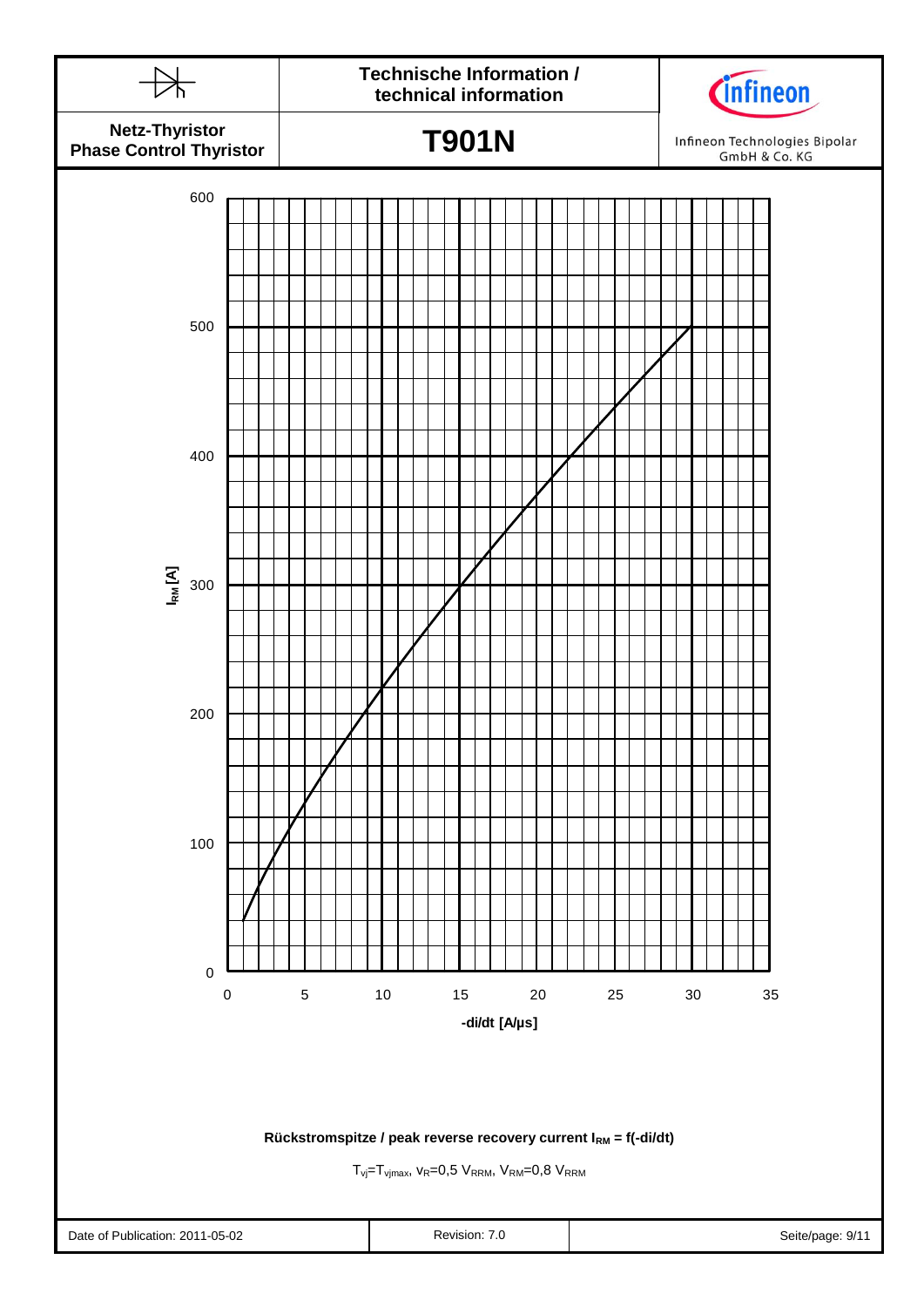Rückstromspitze / peak reverse recovery current $I_{RM} = f(-di/dt)$

$T_{vj}=T_{vjmax}$, $v_R=0{,}5\ V_{RRM}$, $V_{RM}=0{,}8\ V_{RRM}$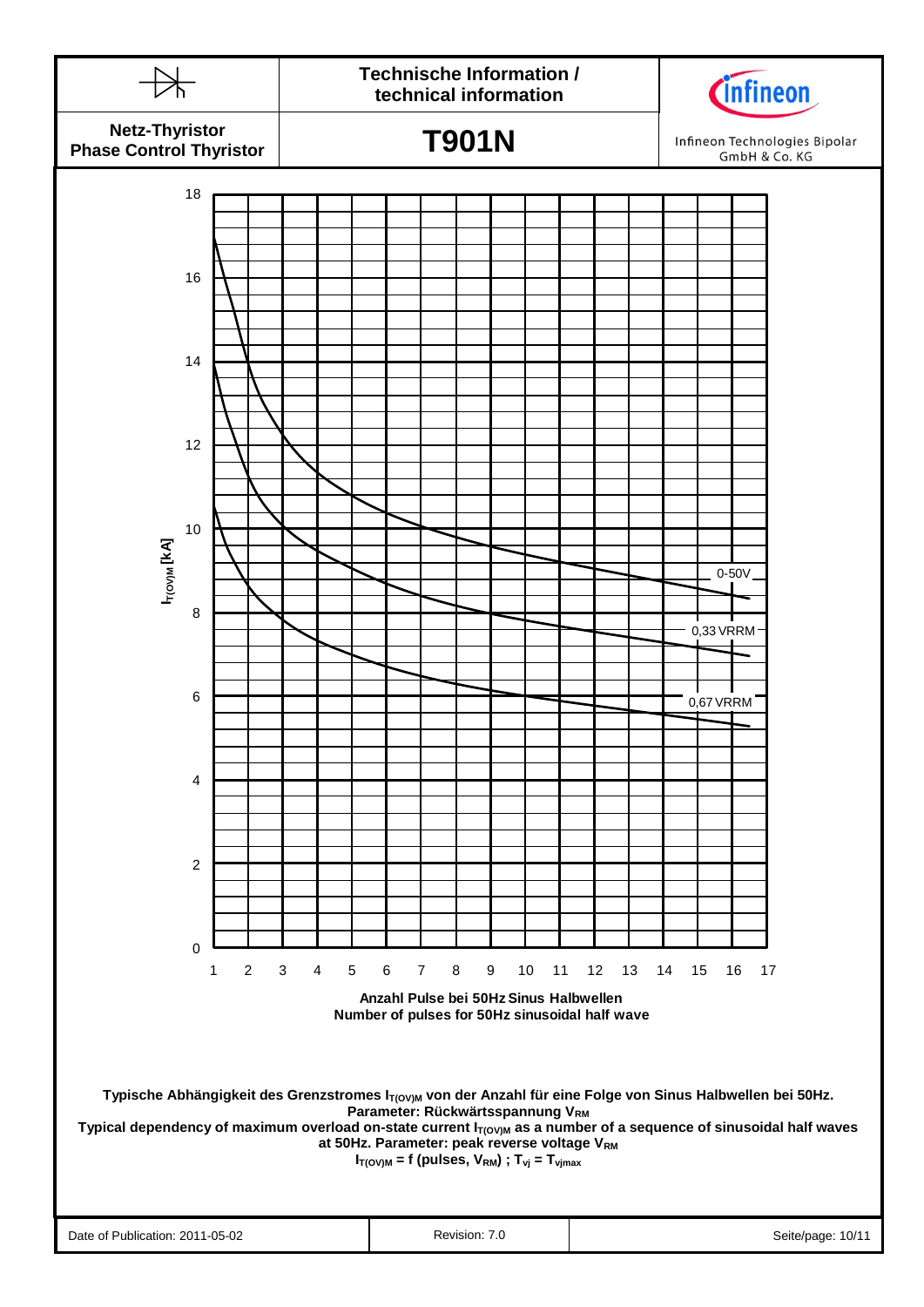**Netz-Thyristor**
**Phase Control Thyristor**

# T901N

Technische Information / technical information

Infineon Technologies Bipolar GmbH & Co. KG

$I_{T(OV)M}$ [kA]

0-50V

0,33 VRRM

0,67 VRRM

Anzahl Pulse bei 50Hz Sinus Halbwellen
Number of pulses for 50Hz sinusoidal half wave

**Typische Abhängigkeit des Grenzstromes $I_{T(OV)M}$ von der Anzahl für eine Folge von Sinus Halbwellen bei 50Hz. Parameter: Rückwärtsspannung $V_{RM}$**
**Typical dependency of maximum overload on-state current $I_{T(OV)M}$ as a number of a sequence of sinusoidal half waves at 50Hz. Parameter: peak reverse voltage $V_{RM}$**
**$I_{T(OV)M} = f$ (pulses, $V_{RM}$) ; $T_{vj} = T_{vjmax}$**

Date of Publication: 2011-05-02 | Revision: 7.0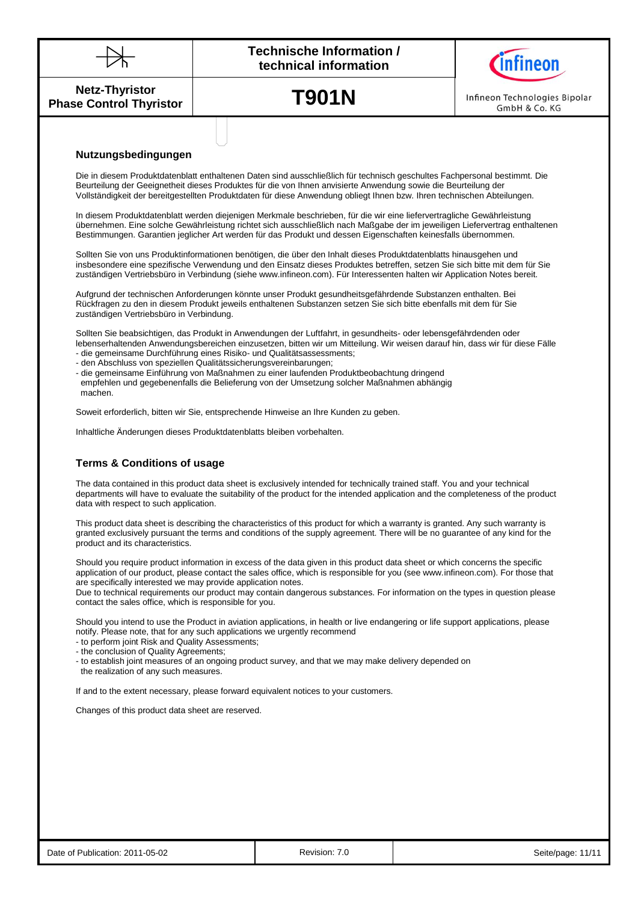## Nutzungsbedingungen

Die in diesem Produktdatenblatt enthaltenen Daten sind ausschließlich für technisch geschultes Fachpersonal bestimmt. Die Beurteilung der Geeignetheit dieses Produktes für die von Ihnen anvisierte Anwendung sowie die Beurteilung der Vollständigkeit der bereitgestellten Produktdaten für diese Anwendung obliegt Ihnen bzw. Ihren technischen Abteilungen.

In diesem Produktdatenblatt werden diejenigen Merkmale beschrieben, für die wir eine liefervertragliche Gewährleistung übernehmen. Eine solche Gewährleistung richtet sich ausschließlich nach Maßgabe der im jeweiligen Liefervertrag enthaltenen Bestimmungen. Garantien jeglicher Art werden für das Produkt und dessen Eigenschaften keinesfalls übernommen.

Sollten Sie von uns Produktinformationen benötigen, die über den Inhalt dieses Produktdatenblatts hinausgehen und insbesondere eine spezifische Verwendung und den Einsatz dieses Produktes betreffen, setzen Sie sich bitte mit dem für Sie zuständigen Vertriebsbüro in Verbindung (siehe www.infineon.com). Für Interessenten halten wir Application Notes bereit.

Aufgrund der technischen Anforderungen könnte unser Produkt gesundheitsgefährdende Substanzen enthalten. Bei Rückfragen zu den in diesem Produkt jeweils enthaltenen Substanzen setzen Sie sich bitte ebenfalls mit dem für Sie zuständigen Vertriebsbüro in Verbindung.

Sollten Sie beabsichtigen, das Produkt in Anwendungen der Luftfahrt, in gesundheits- oder lebensgefährdenden oder lebenserhaltenden Anwendungsbereichen einzusetzen, bitten wir um Mitteilung. Wir weisen darauf hin, dass wir für diese Fälle
- die gemeinsame Durchführung eines Risiko- und Qualitätsassessments;
- den Abschluss von speziellen Qualitätssicherungsvereinbarungen;
- die gemeinsame Einführung von Maßnahmen zu einer laufenden Produktbeobachtung dringend empfehlen und gegebenenfalls die Belieferung von der Umsetzung solcher Maßnahmen abhängig machen.

Soweit erforderlich, bitten wir Sie, entsprechende Hinweise an Ihre Kunden zu geben.

Inhaltliche Änderungen dieses Produktdatenblatts bleiben vorbehalten.

## Terms & Conditions of usage

The data contained in this product data sheet is exclusively intended for technically trained staff. You and your technical departments will have to evaluate the suitability of the product for the intended application and the completeness of the product data with respect to such application.

This product data sheet is describing the characteristics of this product for which a warranty is granted. Any such warranty is granted exclusively pursuant the terms and conditions of the supply agreement. There will be no guarantee of any kind for the product and its characteristics.

Should you require product information in excess of the data given in this product data sheet or which concerns the specific application of our product, please contact the sales office, which is responsible for you (see www.infineon.com). For those that are specifically interested we may provide application notes.
Due to technical requirements our product may contain dangerous substances. For information on the types in question please contact the sales office, which is responsible for you.

Should you intend to use the Product in aviation applications, in health or live endangering or life support applications, please notify. Please note, that for any such applications we urgently recommend
- to perform joint Risk and Quality Assessments;
- the conclusion of Quality Agreements;
- to establish joint measures of an ongoing product survey, and that we may make delivery depended on the realization of any such measures.

If and to the extent necessary, please forward equivalent notices to your customers.

Changes of this product data sheet are reserved.